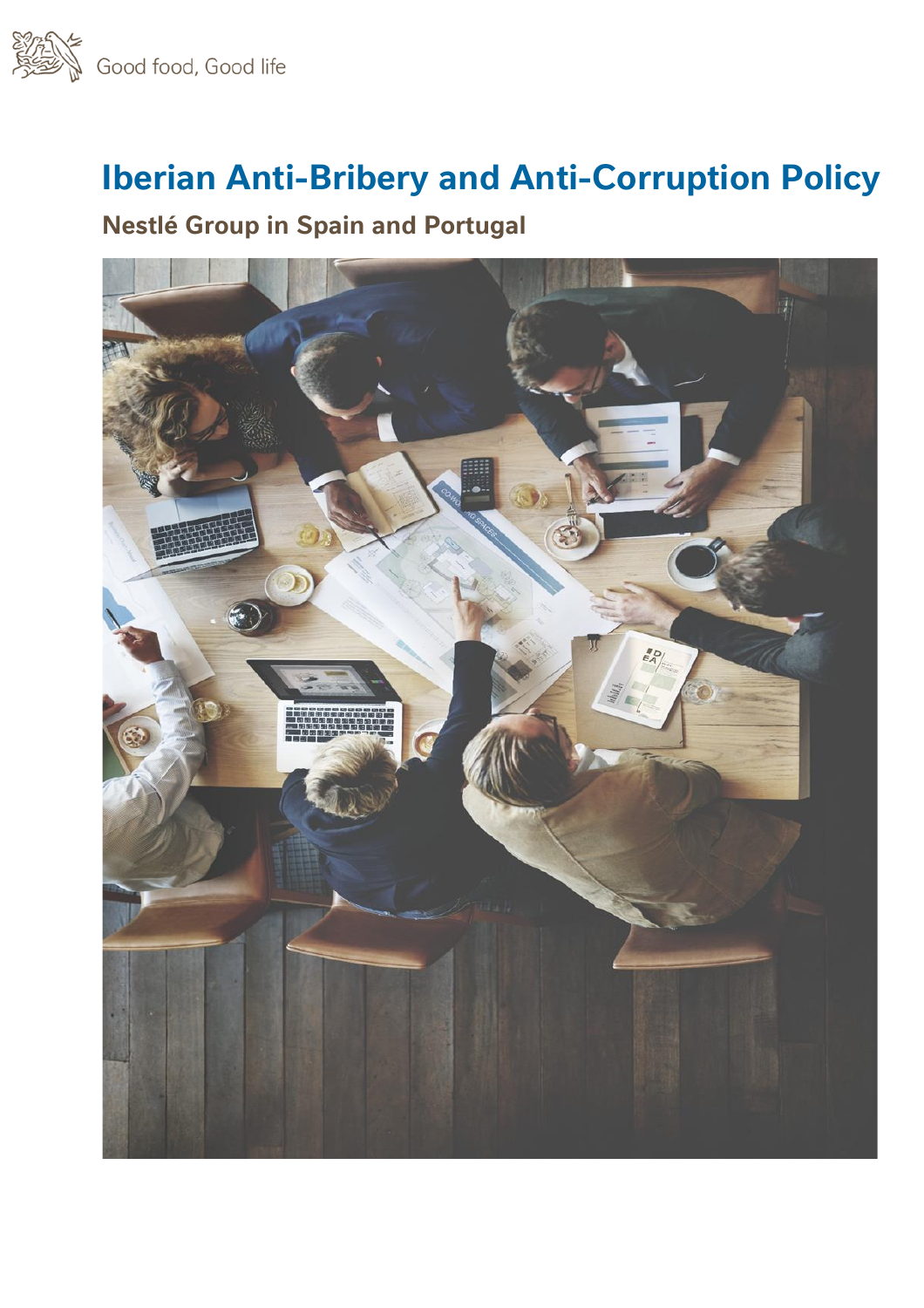Good food, Good life

# Iberian Anti-Bribery and Anti-Corruption Policy

## Nestlé Group in Spain and Portugal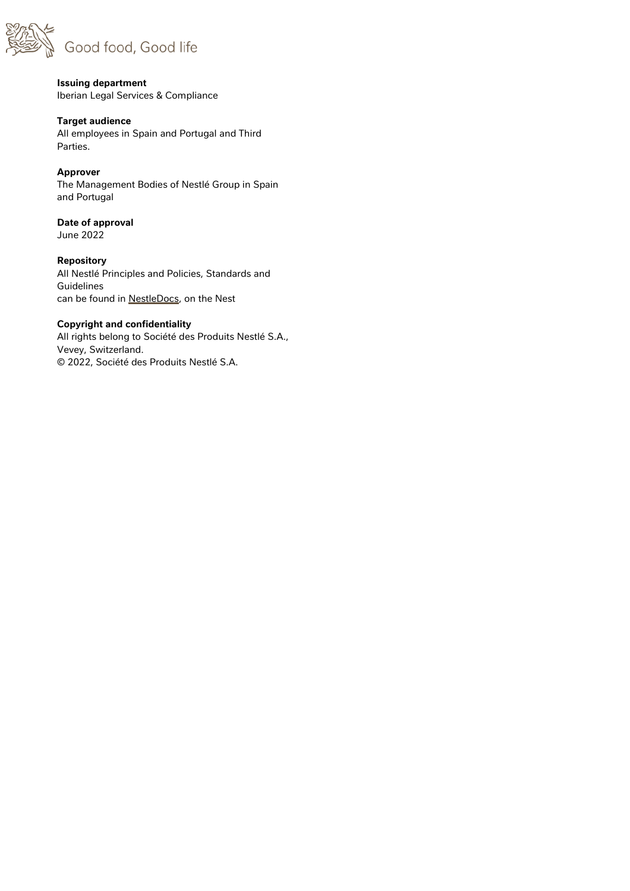Good food, Good life

**Issuing department**
Iberian Legal Services & Compliance

**Target audience**
All employees in Spain and Portugal and Third Parties.

**Approver**
The Management Bodies of Nestlé Group in Spain and Portugal

**Date of approval**
June 2022

**Repository**
All Nestlé Principles and Policies, Standards and Guidelines
can be found in NestleDocs, on the Nest

**Copyright and confidentiality**
All rights belong to Société des Produits Nestlé S.A., Vevey, Switzerland.
© 2022, Société des Produits Nestlé S.A.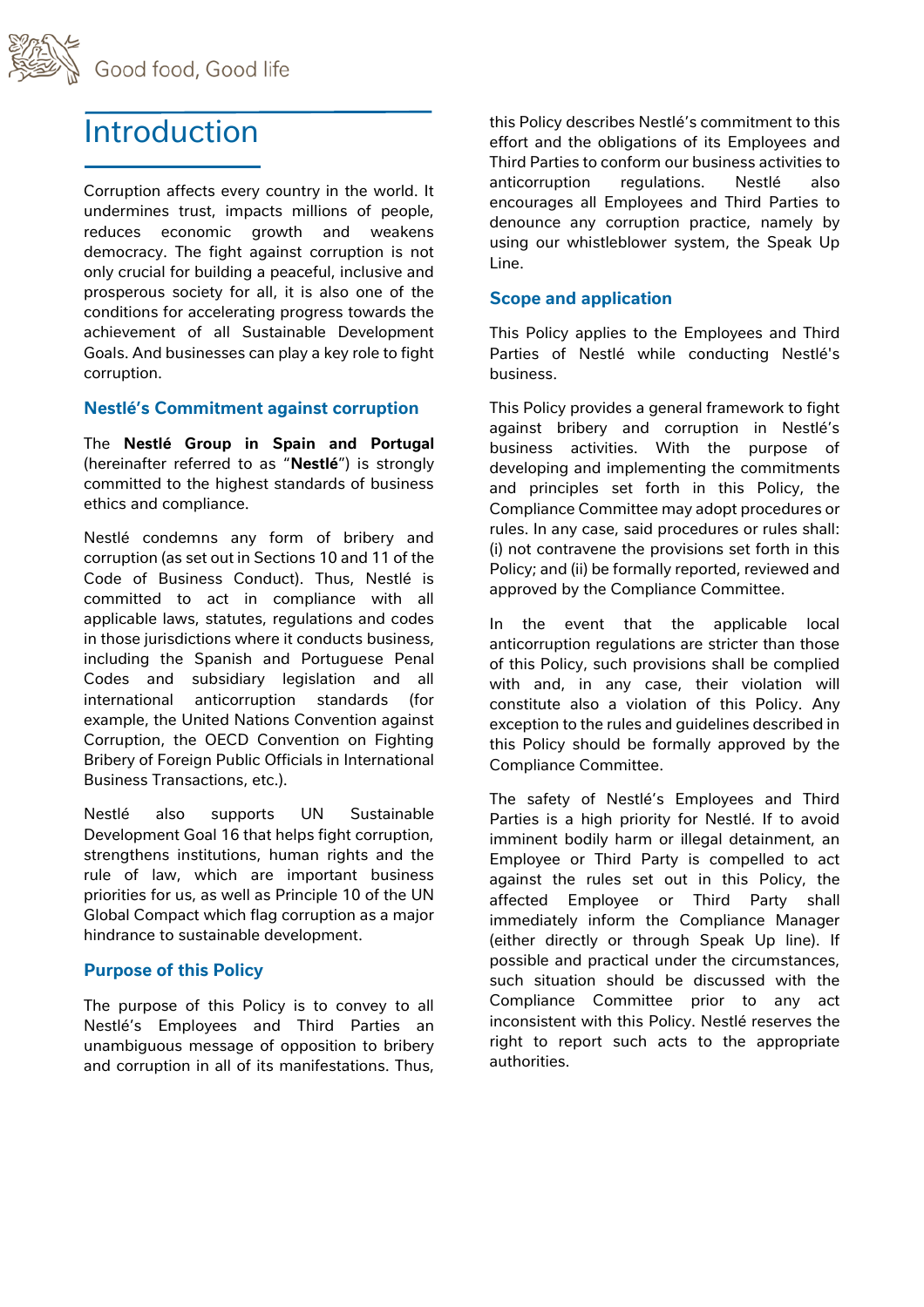# Introduction

Corruption affects every country in the world. It undermines trust, impacts millions of people, reduces economic growth and weakens democracy. The fight against corruption is not only crucial for building a peaceful, inclusive and prosperous society for all, it is also one of the conditions for accelerating progress towards the achievement of all Sustainable Development Goals. And businesses can play a key role to fight corruption.

## Nestlé's Commitment against corruption

The **Nestlé Group in Spain and Portugal** (hereinafter referred to as "**Nestlé**") is strongly committed to the highest standards of business ethics and compliance.

Nestlé condemns any form of bribery and corruption (as set out in Sections 10 and 11 of the Code of Business Conduct). Thus, Nestlé is committed to act in compliance with all applicable laws, statutes, regulations and codes in those jurisdictions where it conducts business, including the Spanish and Portuguese Penal Codes and subsidiary legislation and all international anticorruption standards (for example, the United Nations Convention against Corruption, the OECD Convention on Fighting Bribery of Foreign Public Officials in International Business Transactions, etc.).

Nestlé also supports UN Sustainable Development Goal 16 that helps fight corruption, strengthens institutions, human rights and the rule of law, which are important business priorities for us, as well as Principle 10 of the UN Global Compact which flag corruption as a major hindrance to sustainable development.

## Purpose of this Policy

The purpose of this Policy is to convey to all Nestlé's Employees and Third Parties an unambiguous message of opposition to bribery and corruption in all of its manifestations. Thus, this Policy describes Nestlé's commitment to this effort and the obligations of its Employees and Third Parties to conform our business activities to anticorruption regulations. Nestlé also encourages all Employees and Third Parties to denounce any corruption practice, namely by using our whistleblower system, the Speak Up Line.

## Scope and application

This Policy applies to the Employees and Third Parties of Nestlé while conducting Nestlé's business.

This Policy provides a general framework to fight against bribery and corruption in Nestlé's business activities. With the purpose of developing and implementing the commitments and principles set forth in this Policy, the Compliance Committee may adopt procedures or rules. In any case, said procedures or rules shall: (i) not contravene the provisions set forth in this Policy; and (ii) be formally reported, reviewed and approved by the Compliance Committee.

In the event that the applicable local anticorruption regulations are stricter than those of this Policy, such provisions shall be complied with and, in any case, their violation will constitute also a violation of this Policy. Any exception to the rules and guidelines described in this Policy should be formally approved by the Compliance Committee.

The safety of Nestlé's Employees and Third Parties is a high priority for Nestlé. If to avoid imminent bodily harm or illegal detainment, an Employee or Third Party is compelled to act against the rules set out in this Policy, the affected Employee or Third Party shall immediately inform the Compliance Manager (either directly or through Speak Up line). If possible and practical under the circumstances, such situation should be discussed with the Compliance Committee prior to any act inconsistent with this Policy. Nestlé reserves the right to report such acts to the appropriate authorities.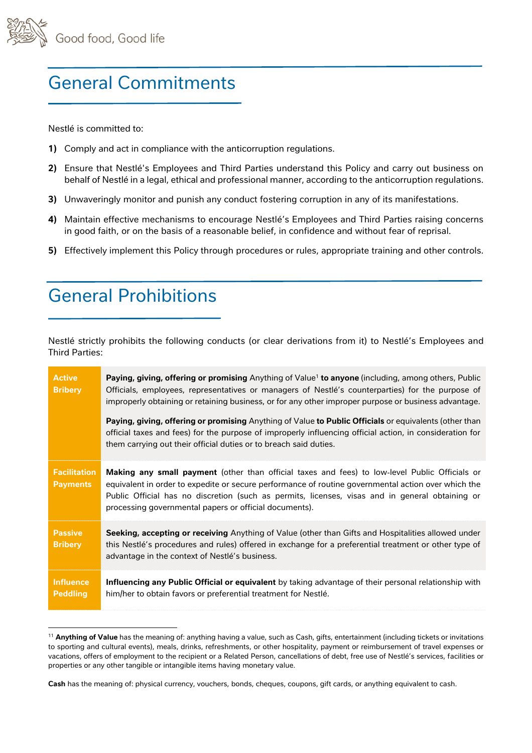## General Commitments

Nestlé is committed to:

1) Comply and act in compliance with the anticorruption regulations.

2) Ensure that Nestlé's Employees and Third Parties understand this Policy and carry out business on behalf of Nestlé in a legal, ethical and professional manner, according to the anticorruption regulations.

3) Unwaveringly monitor and punish any conduct fostering corruption in any of its manifestations.

4) Maintain effective mechanisms to encourage Nestlé's Employees and Third Parties raising concerns in good faith, or on the basis of a reasonable belief, in confidence and without fear of reprisal.

5) Effectively implement this Policy through procedures or rules, appropriate training and other controls.

## General Prohibitions

Nestlé strictly prohibits the following conducts (or clear derivations from it) to Nestlé's Employees and Third Parties:

| | |
|---|---|
| **Active Bribery** | **Paying, giving, offering or promising** Anything of Value[1] **to anyone** (including, among others, Public Officials, employees, representatives or managers of Nestlé's counterparties) for the purpose of improperly obtaining or retaining business, or for any other improper purpose or business advantage.<br><br>**Paying, giving, offering or promising** Anything of Value **to Public Officials** or equivalents (other than official taxes and fees) for the purpose of improperly influencing official action, in consideration for them carrying out their official duties or to breach said duties. |
| **Facilitation Payments** | **Making any small payment** (other than official taxes and fees) to low-level Public Officials or equivalent in order to expedite or secure performance of routine governmental action over which the Public Official has no discretion (such as permits, licenses, visas and in general obtaining or processing governmental papers or official documents). |
| **Passive Bribery** | **Seeking, accepting or receiving** Anything of Value (other than Gifts and Hospitalities allowed under this Nestlé's procedures and rules) offered in exchange for a preferential treatment or other type of advantage in the context of Nestlé's business. |
| **Influence Peddling** | **Influencing any Public Official or equivalent** by taking advantage of their personal relationship with him/her to obtain favors or preferential treatment for Nestlé. |

---

[11] **Anything of Value** has the meaning of: anything having a value, such as Cash, gifts, entertainment (including tickets or invitations to sporting and cultural events), meals, drinks, refreshments, or other hospitality, payment or reimbursement of travel expenses or vacations, offers of employment to the recipient or a Related Person, cancellations of debt, free use of Nestlé's services, facilities or properties or any other tangible or intangible items having monetary value.

**Cash** has the meaning of: physical currency, vouchers, bonds, cheques, coupons, gift cards, or anything equivalent to cash.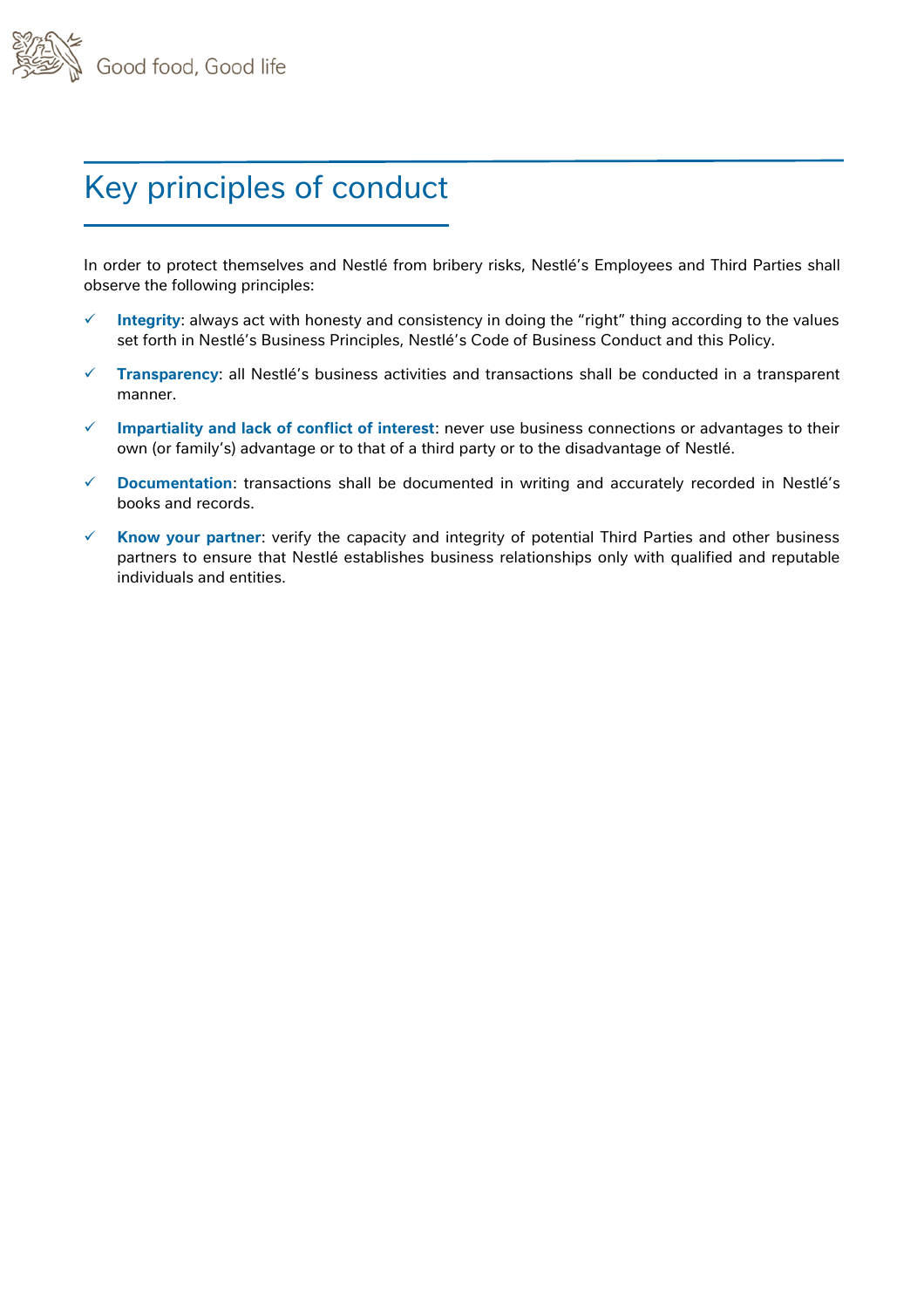# Key principles of conduct

In order to protect themselves and Nestlé from bribery risks, Nestlé's Employees and Third Parties shall observe the following principles:

- ✓ **Integrity**: always act with honesty and consistency in doing the "right" thing according to the values set forth in Nestlé's Business Principles, Nestlé's Code of Business Conduct and this Policy.
- ✓ **Transparency**: all Nestlé's business activities and transactions shall be conducted in a transparent manner.
- ✓ **Impartiality and lack of conflict of interest**: never use business connections or advantages to their own (or family's) advantage or to that of a third party or to the disadvantage of Nestlé.
- ✓ **Documentation**: transactions shall be documented in writing and accurately recorded in Nestlé's books and records.
- ✓ **Know your partner**: verify the capacity and integrity of potential Third Parties and other business partners to ensure that Nestlé establishes business relationships only with qualified and reputable individuals and entities.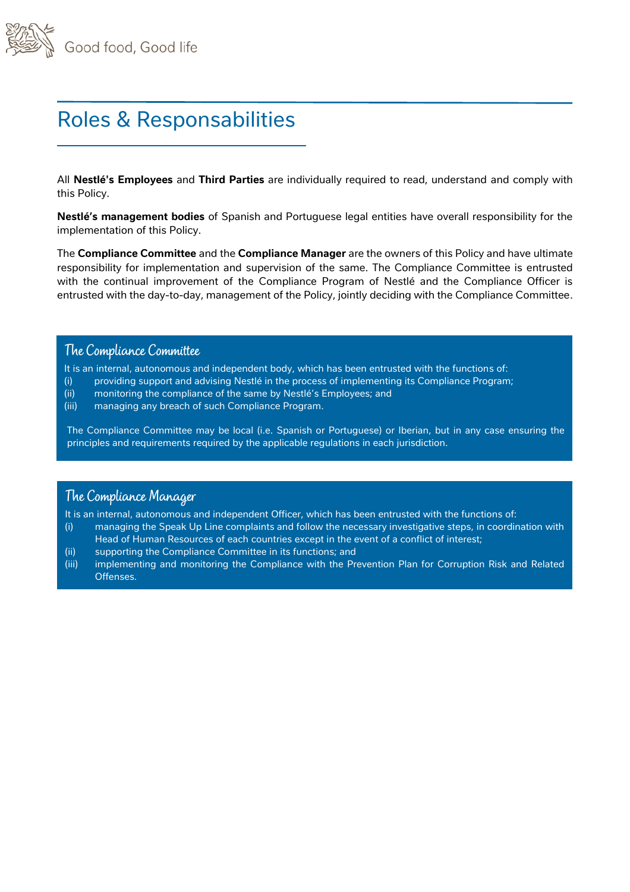# Roles & Responsabilities

All **Nestlé's Employees** and **Third Parties** are individually required to read, understand and comply with this Policy.

**Nestlé's management bodies** of Spanish and Portuguese legal entities have overall responsibility for the implementation of this Policy.

The **Compliance Committee** and the **Compliance Manager** are the owners of this Policy and have ultimate responsibility for implementation and supervision of the same. The Compliance Committee is entrusted with the continual improvement of the Compliance Program of Nestlé and the Compliance Officer is entrusted with the day-to-day, management of the Policy, jointly deciding with the Compliance Committee.

## The Compliance Committee

It is an internal, autonomous and independent body, which has been entrusted with the functions of:

(i) providing support and advising Nestlé in the process of implementing its Compliance Program;
(ii) monitoring the compliance of the same by Nestlé's Employees; and
(iii) managing any breach of such Compliance Program.

The Compliance Committee may be local (i.e. Spanish or Portuguese) or Iberian, but in any case ensuring the principles and requirements required by the applicable regulations in each jurisdiction.

## The Compliance Manager

It is an internal, autonomous and independent Officer, which has been entrusted with the functions of:

(i) managing the Speak Up Line complaints and follow the necessary investigative steps, in coordination with Head of Human Resources of each countries except in the event of a conflict of interest;
(ii) supporting the Compliance Committee in its functions; and
(iii) implementing and monitoring the Compliance with the Prevention Plan for Corruption Risk and Related Offenses.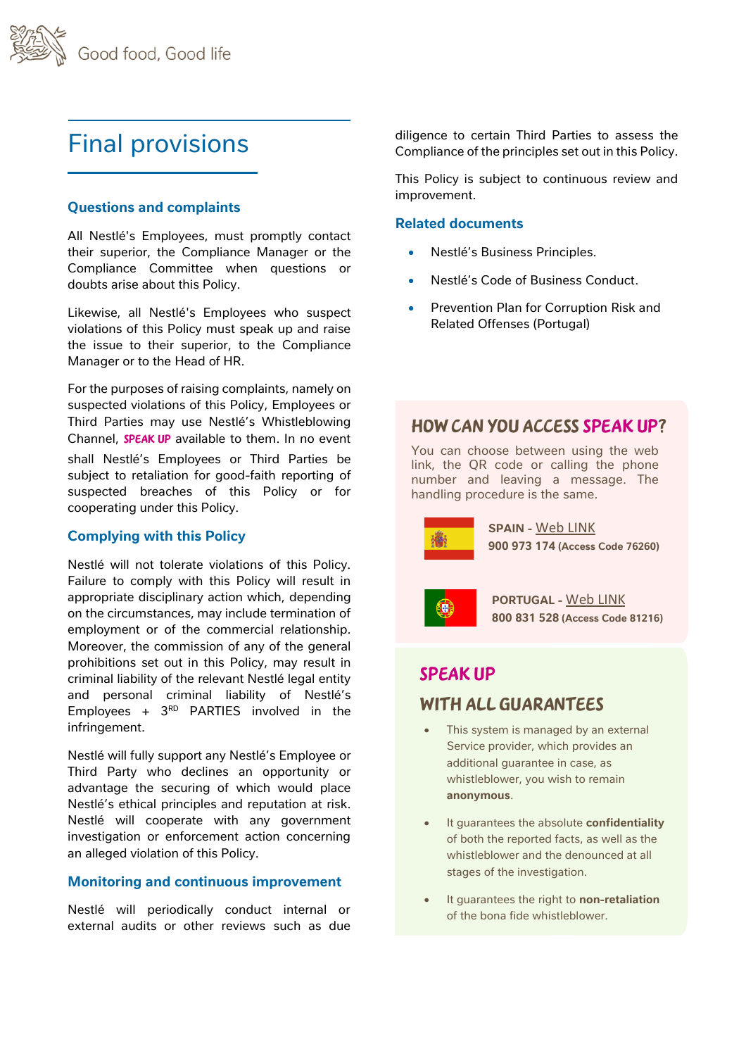# Final provisions

### Questions and complaints

All Nestlé's Employees, must promptly contact their superior, the Compliance Manager or the Compliance Committee when questions or doubts arise about this Policy.

Likewise, all Nestlé's Employees who suspect violations of this Policy must speak up and raise the issue to their superior, to the Compliance Manager or to the Head of HR.

For the purposes of raising complaints, namely on suspected violations of this Policy, Employees or Third Parties may use Nestlé's Whistleblowing Channel, **SPEAK UP** available to them. In no event shall Nestlé's Employees or Third Parties be subject to retaliation for good-faith reporting of suspected breaches of this Policy or for cooperating under this Policy.

### Complying with this Policy

Nestlé will not tolerate violations of this Policy. Failure to comply with this Policy will result in appropriate disciplinary action which, depending on the circumstances, may include termination of employment or of the commercial relationship. Moreover, the commission of any of the general prohibitions set out in this Policy, may result in criminal liability of the relevant Nestlé legal entity and personal criminal liability of Nestlé's Employees + 3RD PARTIES involved in the infringement.

Nestlé will fully support any Nestlé's Employee or Third Party who declines an opportunity or advantage the securing of which would place Nestlé's ethical principles and reputation at risk. Nestlé will cooperate with any government investigation or enforcement action concerning an alleged violation of this Policy.

### Monitoring and continuous improvement

Nestlé will periodically conduct internal or external audits or other reviews such as due diligence to certain Third Parties to assess the Compliance of the principles set out in this Policy.

This Policy is subject to continuous review and improvement.

### Related documents

- Nestlé's Business Principles.
- Nestlé's Code of Business Conduct.
- Prevention Plan for Corruption Risk and Related Offenses (Portugal)

## HOW CAN YOU ACCESS SPEAK UP?

You can choose between using the web link, the QR code or calling the phone number and leaving a message. The handling procedure is the same.

**SPAIN** - Web LINK
**900 973 174** (Access Code 76260)

**PORTUGAL** - Web LINK
**800 831 528** (Access Code 81216)

## SPEAK UP WITH ALL GUARANTEES

- This system is managed by an external Service provider, which provides an additional guarantee in case, as whistleblower, you wish to remain **anonymous**.
- It guarantees the absolute **confidentiality** of both the reported facts, as well as the whistleblower and the denounced at all stages of the investigation.
- It guarantees the right to **non-retaliation** of the bona fide whistleblower.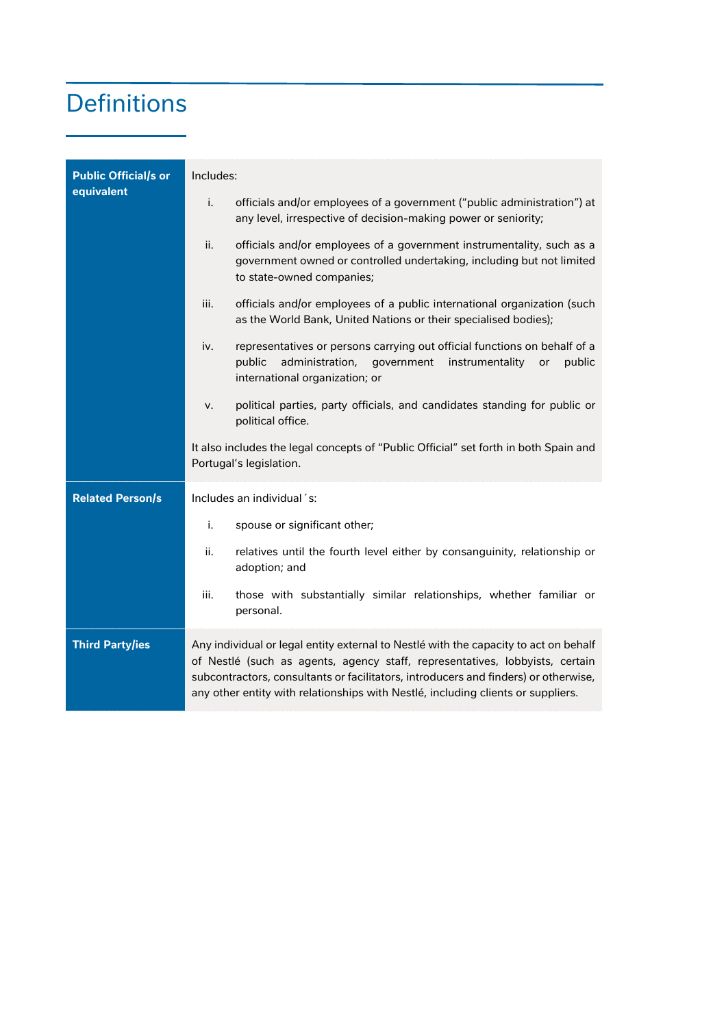# Definitions

| | |
|---|---|
| **Public Official/s or equivalent** | Includes:<br><br>i. officials and/or employees of a government ("public administration") at any level, irrespective of decision-making power or seniority;<br><br>ii. officials and/or employees of a government instrumentality, such as a government owned or controlled undertaking, including but not limited to state-owned companies;<br><br>iii. officials and/or employees of a public international organization (such as the World Bank, United Nations or their specialised bodies);<br><br>iv. representatives or persons carrying out official functions on behalf of a public administration, government instrumentality or public international organization; or<br><br>v. political parties, party officials, and candidates standing for public or political office.<br><br>It also includes the legal concepts of "Public Official" set forth in both Spain and Portugal's legislation. |
| **Related Person/s** | Includes an individual´s:<br><br>i. spouse or significant other;<br><br>ii. relatives until the fourth level either by consanguinity, relationship or adoption; and<br><br>iii. those with substantially similar relationships, whether familiar or personal. |
| **Third Party/ies** | Any individual or legal entity external to Nestlé with the capacity to act on behalf of Nestlé (such as agents, agency staff, representatives, lobbyists, certain subcontractors, consultants or facilitators, introducers and finders) or otherwise, any other entity with relationships with Nestlé, including clients or suppliers. |